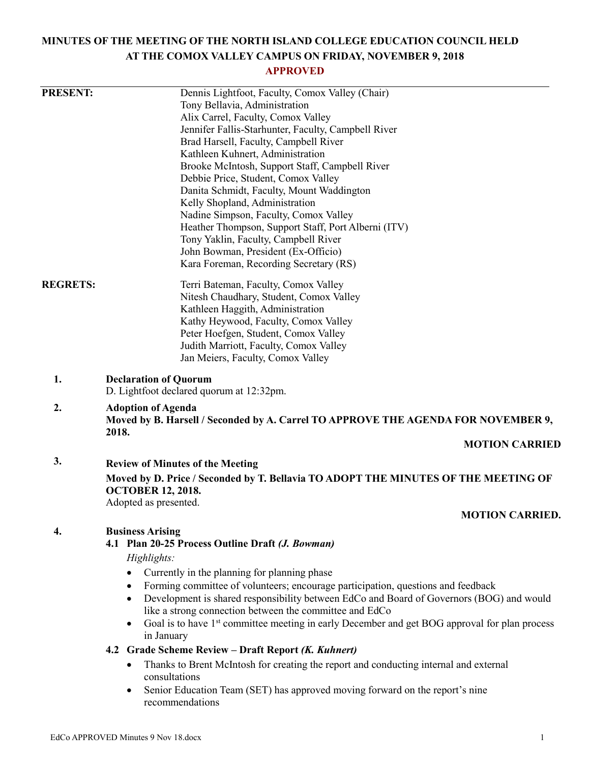# MINUTES OF THE MEETING OF THE NORTH ISLAND COLLEGE EDUCATION COUNCIL HELD AT THE COMOX VALLEY CAMPUS ON FRIDAY, NOVEMBER 9, 2018

**APPROVED**

**PRESENT:**

Dennis Lightfoot, Faculty, Comox Valley (Chair)
Tony Bellavia, Administration
Alix Carrel, Faculty, Comox Valley
Jennifer Fallis-Starhunter, Faculty, Campbell River
Brad Harsell, Faculty, Campbell River
Kathleen Kuhnert, Administration
Brooke McIntosh, Support Staff, Campbell River
Debbie Price, Student, Comox Valley
Danita Schmidt, Faculty, Mount Waddington
Kelly Shopland, Administration
Nadine Simpson, Faculty, Comox Valley
Heather Thompson, Support Staff, Port Alberni (ITV)
Tony Yaklin, Faculty, Campbell River
John Bowman, President (Ex-Officio)
Kara Foreman, Recording Secretary (RS)

**REGRETS:**

Terri Bateman, Faculty, Comox Valley
Nitesh Chaudhary, Student, Comox Valley
Kathleen Haggith, Administration
Kathy Heywood, Faculty, Comox Valley
Peter Hoefgen, Student, Comox Valley
Judith Marriott, Faculty, Comox Valley
Jan Meiers, Faculty, Comox Valley

**1. Declaration of Quorum**

D. Lightfoot declared quorum at 12:32pm.

**2. Adoption of Agenda**

**Moved by B. Harsell / Seconded by A. Carrel TO APPROVE THE AGENDA FOR NOVEMBER 9, 2018.**

**MOTION CARRIED**

**3. Review of Minutes of the Meeting**

**Moved by D. Price / Seconded by T. Bellavia TO ADOPT THE MINUTES OF THE MEETING OF OCTOBER 12, 2018.**

Adopted as presented.

**MOTION CARRIED.**

**4. Business Arising**

**4.1 Plan 20-25 Process Outline Draft *(J. Bowman)***

*Highlights:*

- Currently in the planning for planning phase
- Forming committee of volunteers; encourage participation, questions and feedback
- Development is shared responsibility between EdCo and Board of Governors (BOG) and would like a strong connection between the committee and EdCo
- Goal is to have 1st committee meeting in early December and get BOG approval for plan process in January

**4.2 Grade Scheme Review – Draft Report *(K. Kuhnert)***

- Thanks to Brent McIntosh for creating the report and conducting internal and external consultations
- Senior Education Team (SET) has approved moving forward on the report's nine recommendations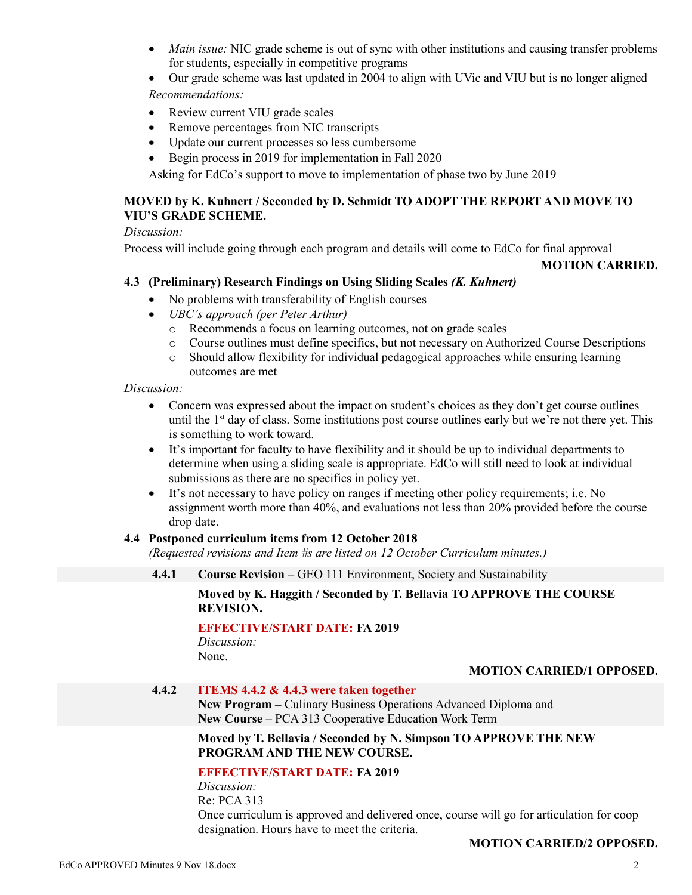- *Main issue:* NIC grade scheme is out of sync with other institutions and causing transfer problems for students, especially in competitive programs
- Our grade scheme was last updated in 2004 to align with UVic and VIU but is no longer aligned

*Recommendations:*

- Review current VIU grade scales
- Remove percentages from NIC transcripts
- Update our current processes so less cumbersome
- Begin process in 2019 for implementation in Fall 2020

Asking for EdCo's support to move to implementation of phase two by June 2019

**MOVED by K. Kuhnert / Seconded by D. Schmidt TO ADOPT THE REPORT AND MOVE TO VIU'S GRADE SCHEME.**

*Discussion:*

Process will include going through each program and details will come to EdCo for final approval

**MOTION CARRIED.**

### 4.3 (Preliminary) Research Findings on Using Sliding Scales *(K. Kuhnert)*

- No problems with transferability of English courses
- *UBC's approach (per Peter Arthur)*
  - Recommends a focus on learning outcomes, not on grade scales
  - Course outlines must define specifics, but not necessary on Authorized Course Descriptions
  - Should allow flexibility for individual pedagogical approaches while ensuring learning outcomes are met

*Discussion:*

- Concern was expressed about the impact on student's choices as they don't get course outlines until the 1st day of class. Some institutions post course outlines early but we're not there yet. This is something to work toward.
- It's important for faculty to have flexibility and it should be up to individual departments to determine when using a sliding scale is appropriate. EdCo will still need to look at individual submissions as there are no specifics in policy yet.
- It's not necessary to have policy on ranges if meeting other policy requirements; i.e. No assignment worth more than 40%, and evaluations not less than 20% provided before the course drop date.

### 4.4 Postponed curriculum items from 12 October 2018

*(Requested revisions and Item #s are listed on 12 October Curriculum minutes.)*

**4.4.1 Course Revision** – GEO 111 Environment, Society and Sustainability

**Moved by K. Haggith / Seconded by T. Bellavia TO APPROVE THE COURSE REVISION.**

**EFFECTIVE/START DATE: FA 2019**

*Discussion:*

None.

**MOTION CARRIED/1 OPPOSED.**

**4.4.2 ITEMS 4.4.2 & 4.4.3 were taken together**

**New Program –** Culinary Business Operations Advanced Diploma and

**New Course** – PCA 313 Cooperative Education Work Term

**Moved by T. Bellavia / Seconded by N. Simpson TO APPROVE THE NEW PROGRAM AND THE NEW COURSE.**

**EFFECTIVE/START DATE: FA 2019**

*Discussion:*

Re: PCA 313

Once curriculum is approved and delivered once, course will go for articulation for coop designation. Hours have to meet the criteria.

**MOTION CARRIED/2 OPPOSED.**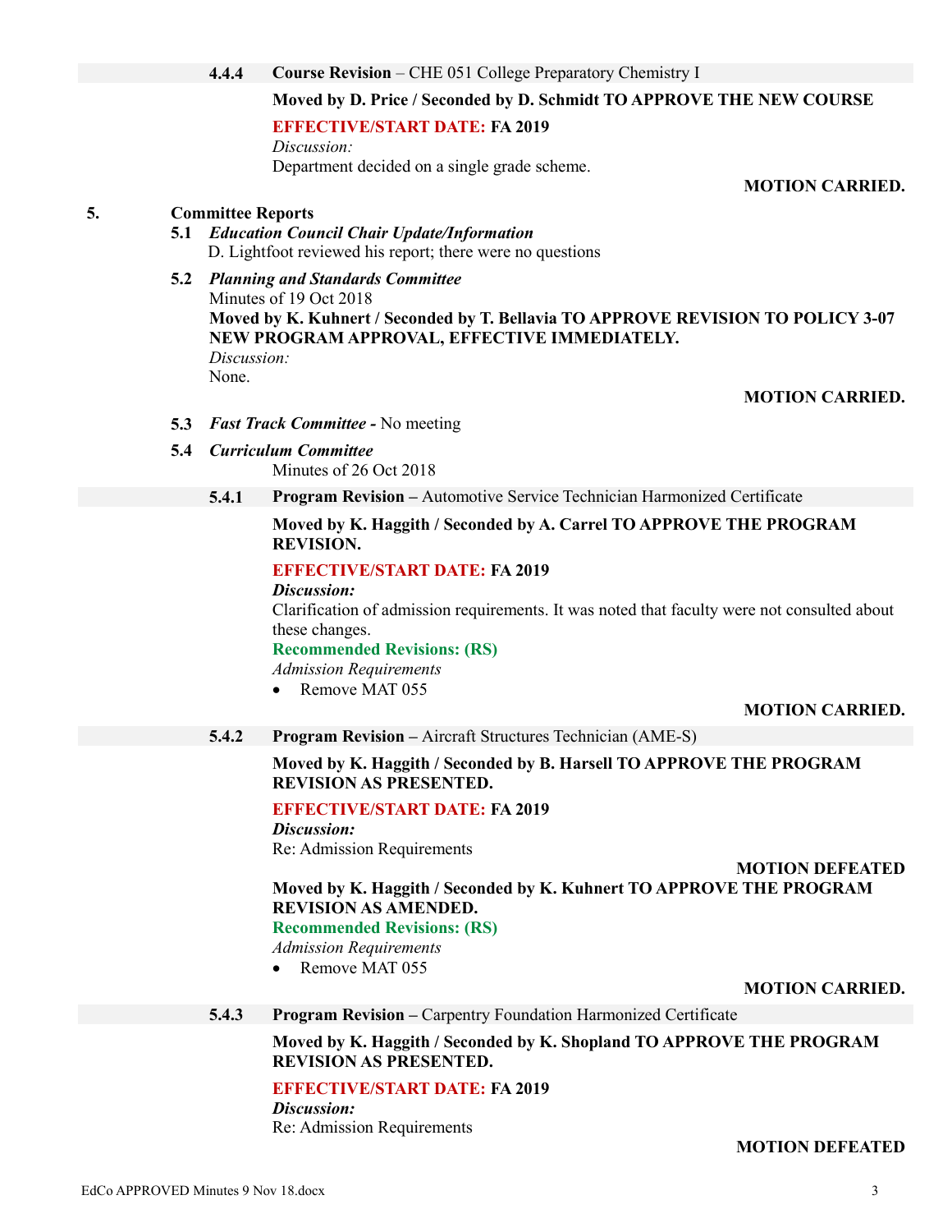**4.4.4 Course Revision** – CHE 051 College Preparatory Chemistry I

**Moved by D. Price / Seconded by D. Schmidt TO APPROVE THE NEW COURSE**

**EFFECTIVE/START DATE: FA 2019**

*Discussion:*

Department decided on a single grade scheme.

**MOTION CARRIED.**

## 5. Committee Reports

**5.1** ***Education Council Chair Update/Information***

D. Lightfoot reviewed his report; there were no questions

**5.2** ***Planning and Standards Committee***

Minutes of 19 Oct 2018

**Moved by K. Kuhnert / Seconded by T. Bellavia TO APPROVE REVISION TO POLICY 3-07 NEW PROGRAM APPROVAL, EFFECTIVE IMMEDIATELY.**

*Discussion:*

None.

**MOTION CARRIED.**

**5.3** ***Fast Track Committee -*** No meeting

**5.4** ***Curriculum Committee***

Minutes of 26 Oct 2018

**5.4.1 Program Revision –** Automotive Service Technician Harmonized Certificate

**Moved by K. Haggith / Seconded by A. Carrel TO APPROVE THE PROGRAM REVISION.**

**EFFECTIVE/START DATE: FA 2019**

***Discussion:***

Clarification of admission requirements. It was noted that faculty were not consulted about these changes.

**Recommended Revisions: (RS)**

*Admission Requirements*

- Remove MAT 055

**MOTION CARRIED.**

**5.4.2 Program Revision –** Aircraft Structures Technician (AME-S)

**Moved by K. Haggith / Seconded by B. Harsell TO APPROVE THE PROGRAM REVISION AS PRESENTED.**

**EFFECTIVE/START DATE: FA 2019**

***Discussion:***

Re: Admission Requirements

**MOTION DEFEATED**

**Moved by K. Haggith / Seconded by K. Kuhnert TO APPROVE THE PROGRAM REVISION AS AMENDED.**

**Recommended Revisions: (RS)**

*Admission Requirements*

- Remove MAT 055

**MOTION CARRIED.**

**5.4.3 Program Revision –** Carpentry Foundation Harmonized Certificate

**Moved by K. Haggith / Seconded by K. Shopland TO APPROVE THE PROGRAM REVISION AS PRESENTED.**

**EFFECTIVE/START DATE: FA 2019**

***Discussion:***

Re: Admission Requirements

**MOTION DEFEATED**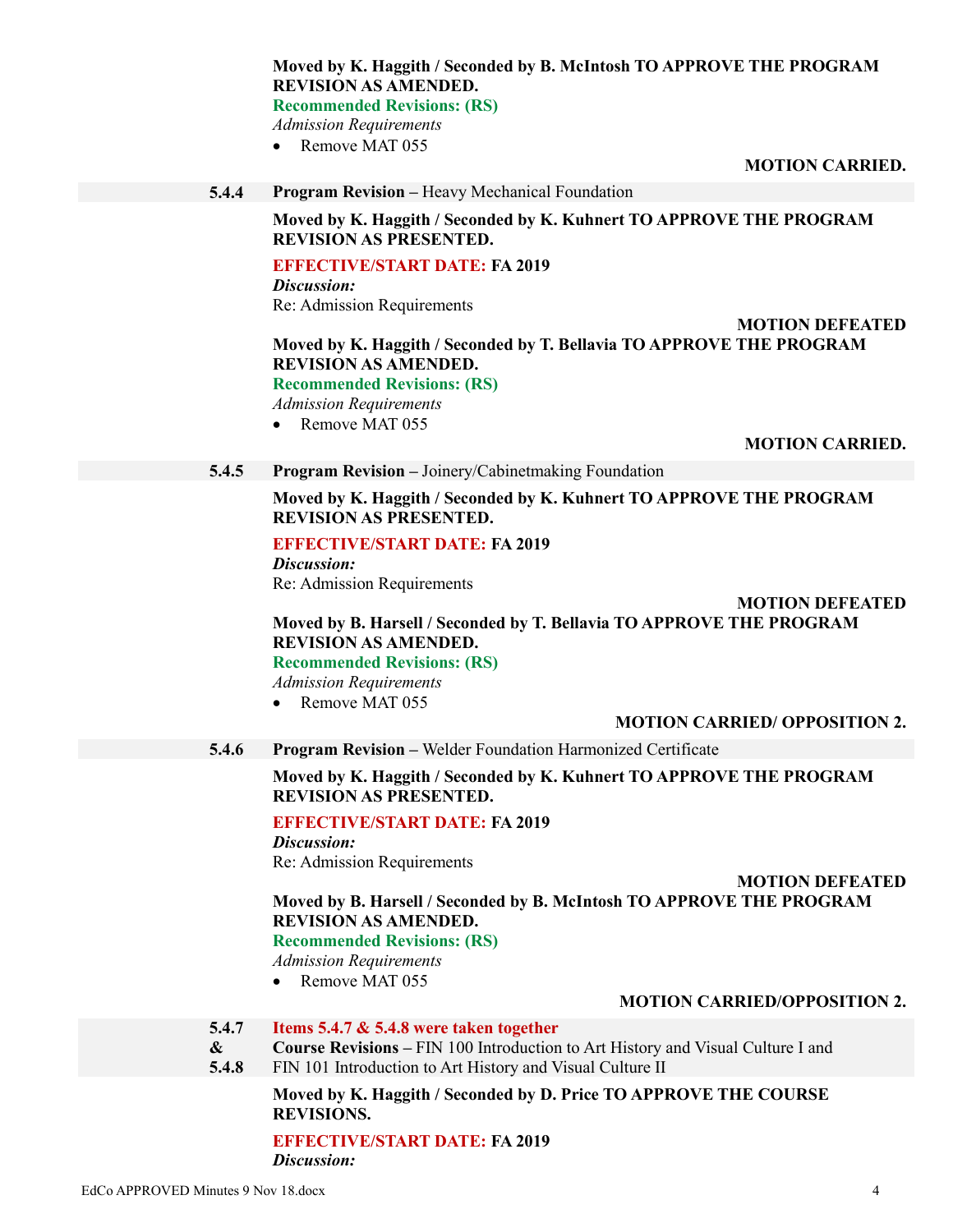**Moved by K. Haggith / Seconded by B. McIntosh TO APPROVE THE PROGRAM REVISION AS AMENDED.**

**Recommended Revisions: (RS)**

*Admission Requirements*

- Remove MAT 055

**MOTION CARRIED.**

**5.4.4 Program Revision –** Heavy Mechanical Foundation

**Moved by K. Haggith / Seconded by K. Kuhnert TO APPROVE THE PROGRAM REVISION AS PRESENTED.**

**EFFECTIVE/START DATE: FA 2019**

***Discussion:***

Re: Admission Requirements

**MOTION DEFEATED**

**Moved by K. Haggith / Seconded by T. Bellavia TO APPROVE THE PROGRAM REVISION AS AMENDED.**

**Recommended Revisions: (RS)**

*Admission Requirements*

- Remove MAT 055

**MOTION CARRIED.**

**5.4.5 Program Revision –** Joinery/Cabinetmaking Foundation

**Moved by K. Haggith / Seconded by K. Kuhnert TO APPROVE THE PROGRAM REVISION AS PRESENTED.**

**EFFECTIVE/START DATE: FA 2019**

***Discussion:***

Re: Admission Requirements

**MOTION DEFEATED**

**Moved by B. Harsell / Seconded by T. Bellavia TO APPROVE THE PROGRAM REVISION AS AMENDED.**

**Recommended Revisions: (RS)**

*Admission Requirements*

- Remove MAT 055

**MOTION CARRIED/ OPPOSITION 2.**

**5.4.6 Program Revision –** Welder Foundation Harmonized Certificate

**Moved by K. Haggith / Seconded by K. Kuhnert TO APPROVE THE PROGRAM REVISION AS PRESENTED.**

**EFFECTIVE/START DATE: FA 2019**

***Discussion:***

Re: Admission Requirements

**MOTION DEFEATED**

**Moved by B. Harsell / Seconded by B. McIntosh TO APPROVE THE PROGRAM REVISION AS AMENDED.**

**Recommended Revisions: (RS)**

*Admission Requirements*

- Remove MAT 055

**MOTION CARRIED/OPPOSITION 2.**

**5.4.7 & 5.4.8** **Items 5.4.7 & 5.4.8 were taken together**

**Course Revisions –** FIN 100 Introduction to Art History and Visual Culture I and FIN 101 Introduction to Art History and Visual Culture II

**Moved by K. Haggith / Seconded by D. Price TO APPROVE THE COURSE REVISIONS.**

**EFFECTIVE/START DATE: FA 2019**

***Discussion:***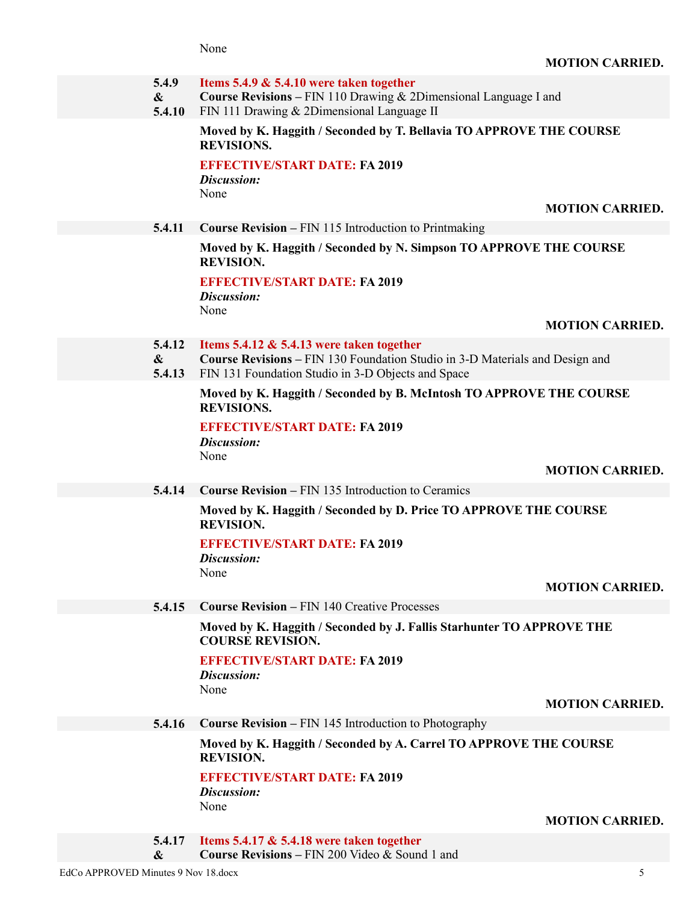None

**MOTION CARRIED.**

**5.4.9 & 5.4.10** **Items 5.4.9 & 5.4.10 were taken together**
**Course Revisions –** FIN 110 Drawing & 2Dimensional Language I and FIN 111 Drawing & 2Dimensional Language II

**Moved by K. Haggith / Seconded by T. Bellavia TO APPROVE THE COURSE REVISIONS.**

**EFFECTIVE/START DATE: FA 2019**
***Discussion:***
None

**MOTION CARRIED.**

**5.4.11** **Course Revision –** FIN 115 Introduction to Printmaking

**Moved by K. Haggith / Seconded by N. Simpson TO APPROVE THE COURSE REVISION.**

**EFFECTIVE/START DATE: FA 2019**
***Discussion:***
None

**MOTION CARRIED.**

**5.4.12 & 5.4.13** **Items 5.4.12 & 5.4.13 were taken together**
**Course Revisions –** FIN 130 Foundation Studio in 3-D Materials and Design and FIN 131 Foundation Studio in 3-D Objects and Space

**Moved by K. Haggith / Seconded by B. McIntosh TO APPROVE THE COURSE REVISIONS.**

**EFFECTIVE/START DATE: FA 2019**
***Discussion:***
None

**MOTION CARRIED.**

**5.4.14** **Course Revision –** FIN 135 Introduction to Ceramics

**Moved by K. Haggith / Seconded by D. Price TO APPROVE THE COURSE REVISION.**

**EFFECTIVE/START DATE: FA 2019**
***Discussion:***
None

**MOTION CARRIED.**

**5.4.15** **Course Revision –** FIN 140 Creative Processes

**Moved by K. Haggith / Seconded by J. Fallis Starhunter TO APPROVE THE COURSE REVISION.**

**EFFECTIVE/START DATE: FA 2019**
***Discussion:***
None

**MOTION CARRIED.**

**5.4.16** **Course Revision –** FIN 145 Introduction to Photography

**Moved by K. Haggith / Seconded by A. Carrel TO APPROVE THE COURSE REVISION.**

**EFFECTIVE/START DATE: FA 2019**
***Discussion:***
None

**MOTION CARRIED.**

**5.4.17 &** **Items 5.4.17 & 5.4.18 were taken together**
**Course Revisions –** FIN 200 Video & Sound 1 and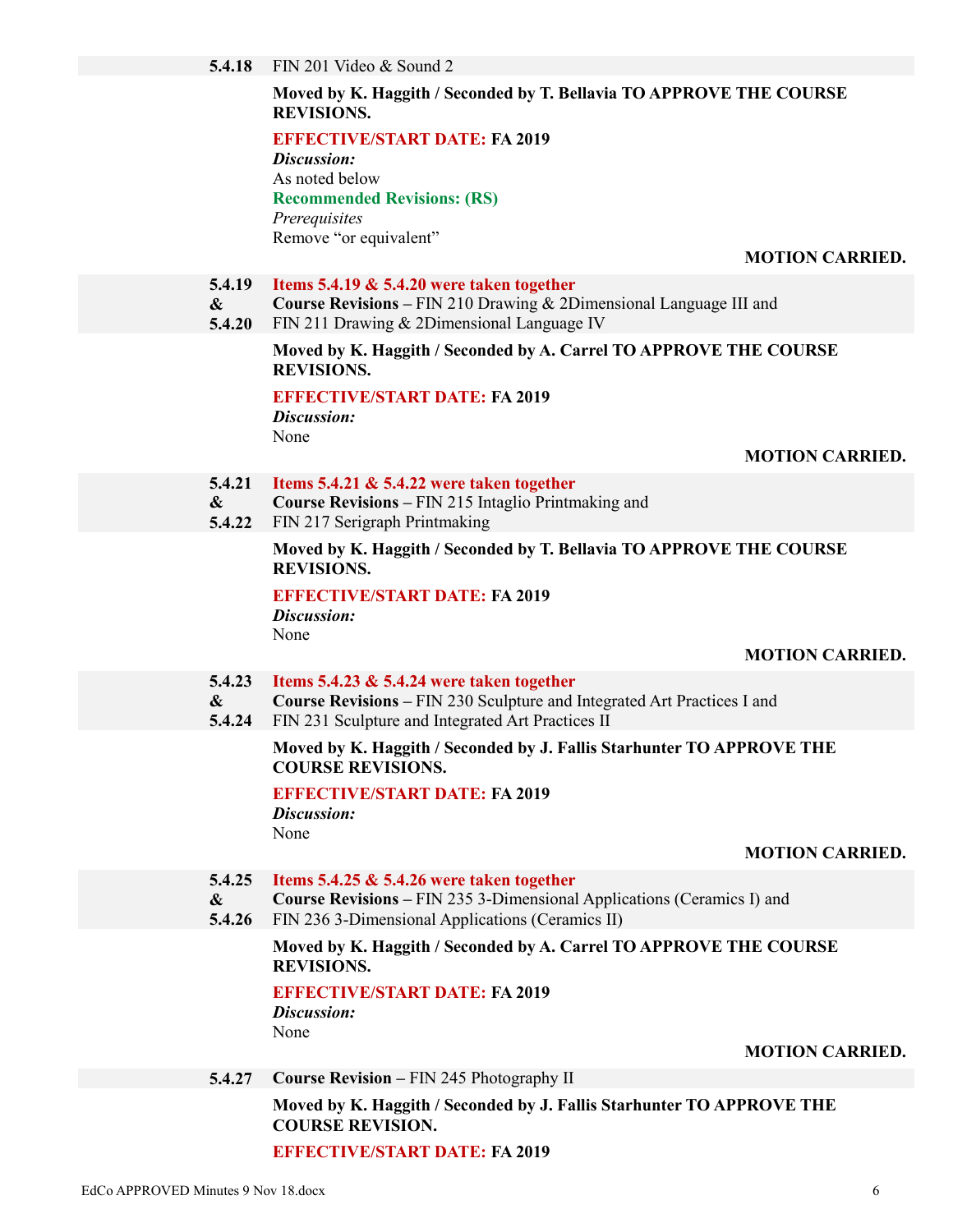**5.4.18** FIN 201 Video & Sound 2

**Moved by K. Haggith / Seconded by T. Bellavia TO APPROVE THE COURSE REVISIONS.**

**EFFECTIVE/START DATE: FA 2019**

***Discussion:***

As noted below

**Recommended Revisions: (RS)**

*Prerequisites*

Remove "or equivalent"

**MOTION CARRIED.**

**5.4.19 & 5.4.20** **Items 5.4.19 & 5.4.20 were taken together**

**Course Revisions –** FIN 210 Drawing & 2Dimensional Language III and FIN 211 Drawing & 2Dimensional Language IV

**Moved by K. Haggith / Seconded by A. Carrel TO APPROVE THE COURSE REVISIONS.**

**EFFECTIVE/START DATE: FA 2019**

***Discussion:***

None

**MOTION CARRIED.**

**5.4.21 & 5.4.22** **Items 5.4.21 & 5.4.22 were taken together**

**Course Revisions –** FIN 215 Intaglio Printmaking and FIN 217 Serigraph Printmaking

**Moved by K. Haggith / Seconded by T. Bellavia TO APPROVE THE COURSE REVISIONS.**

**EFFECTIVE/START DATE: FA 2019**

***Discussion:***

None

**MOTION CARRIED.**

**5.4.23 & 5.4.24** **Items 5.4.23 & 5.4.24 were taken together**

**Course Revisions –** FIN 230 Sculpture and Integrated Art Practices I and FIN 231 Sculpture and Integrated Art Practices II

**Moved by K. Haggith / Seconded by J. Fallis Starhunter TO APPROVE THE COURSE REVISIONS.**

**EFFECTIVE/START DATE: FA 2019**

***Discussion:***

None

**MOTION CARRIED.**

**5.4.25 & 5.4.26** **Items 5.4.25 & 5.4.26 were taken together**

**Course Revisions –** FIN 235 3-Dimensional Applications (Ceramics I) and FIN 236 3-Dimensional Applications (Ceramics II)

**Moved by K. Haggith / Seconded by A. Carrel TO APPROVE THE COURSE REVISIONS.**

**EFFECTIVE/START DATE: FA 2019**

***Discussion:***

None

**MOTION CARRIED.**

**5.4.27** **Course Revision –** FIN 245 Photography II

**Moved by K. Haggith / Seconded by J. Fallis Starhunter TO APPROVE THE COURSE REVISION.**

**EFFECTIVE/START DATE: FA 2019**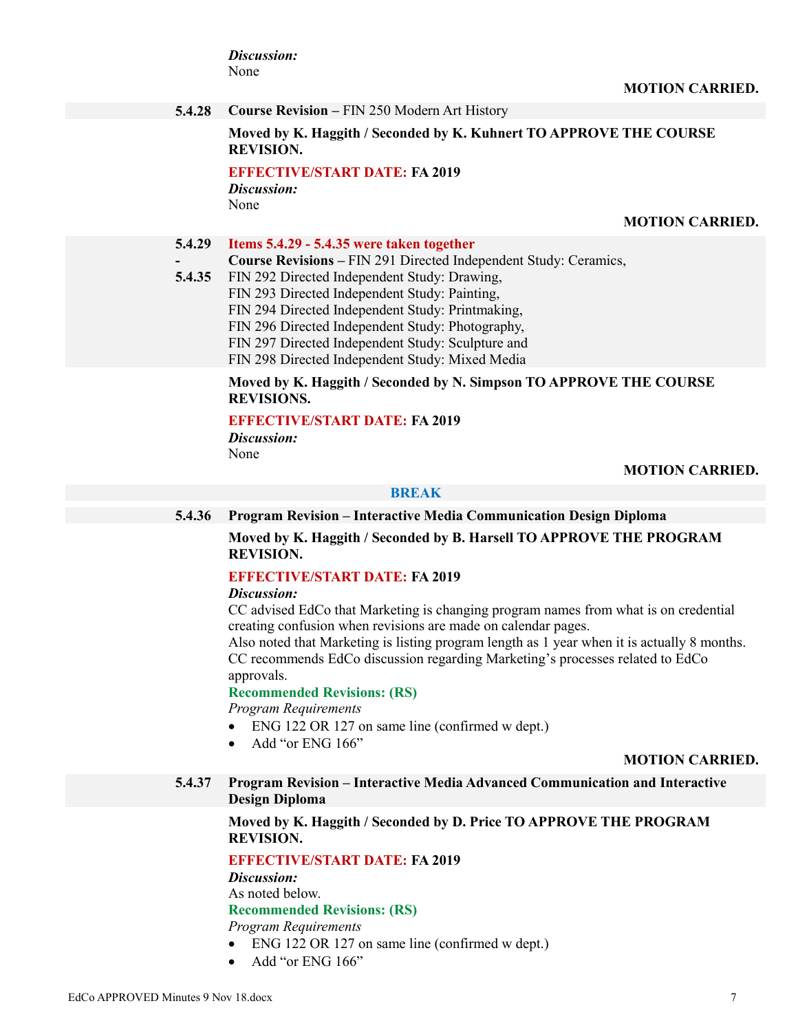*Discussion:*
None

**MOTION CARRIED.**

**5.4.28** **Course Revision –** FIN 250 Modern Art History

**Moved by K. Haggith / Seconded by K. Kuhnert TO APPROVE THE COURSE REVISION.**

**EFFECTIVE/START DATE: FA 2019**
*Discussion:*
None

**MOTION CARRIED.**

**5.4.29 - 5.4.35** **Items 5.4.29 - 5.4.35 were taken together**
**Course Revisions –** FIN 291 Directed Independent Study: Ceramics,
FIN 292 Directed Independent Study: Drawing,
FIN 293 Directed Independent Study: Painting,
FIN 294 Directed Independent Study: Printmaking,
FIN 296 Directed Independent Study: Photography,
FIN 297 Directed Independent Study: Sculpture and
FIN 298 Directed Independent Study: Mixed Media

**Moved by K. Haggith / Seconded by N. Simpson TO APPROVE THE COURSE REVISIONS.**

**EFFECTIVE/START DATE: FA 2019**
*Discussion:*
None

**MOTION CARRIED.**

**BREAK**

**5.4.36** **Program Revision – Interactive Media Communication Design Diploma**

**Moved by K. Haggith / Seconded by B. Harsell TO APPROVE THE PROGRAM REVISION.**

**EFFECTIVE/START DATE: FA 2019**
*Discussion:*
CC advised EdCo that Marketing is changing program names from what is on credential creating confusion when revisions are made on calendar pages.
Also noted that Marketing is listing program length as 1 year when it is actually 8 months.
CC recommends EdCo discussion regarding Marketing's processes related to EdCo approvals.
**Recommended Revisions: (RS)**
*Program Requirements*

- ENG 122 OR 127 on same line (confirmed w dept.)
- Add "or ENG 166"

**MOTION CARRIED.**

**5.4.37** **Program Revision – Interactive Media Advanced Communication and Interactive Design Diploma**

**Moved by K. Haggith / Seconded by D. Price TO APPROVE THE PROGRAM REVISION.**

**EFFECTIVE/START DATE: FA 2019**
*Discussion:*
As noted below.
**Recommended Revisions: (RS)**
*Program Requirements*

- ENG 122 OR 127 on same line (confirmed w dept.)
- Add "or ENG 166"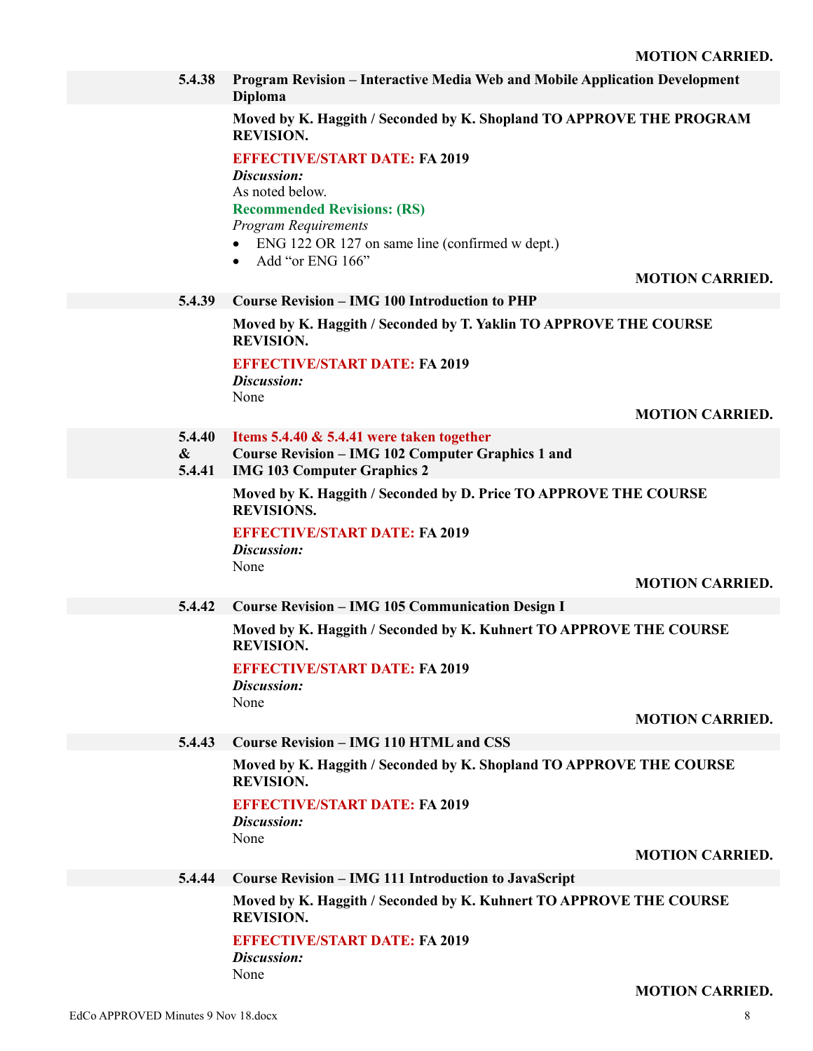**MOTION CARRIED.**

**5.4.38 Program Revision – Interactive Media Web and Mobile Application Development Diploma**

**Moved by K. Haggith / Seconded by K. Shopland TO APPROVE THE PROGRAM REVISION.**

**EFFECTIVE/START DATE: FA 2019**

***Discussion:***

As noted below.

**Recommended Revisions: (RS)**

*Program Requirements*

- ENG 122 OR 127 on same line (confirmed w dept.)
- Add "or ENG 166"

**MOTION CARRIED.**

**5.4.39 Course Revision – IMG 100 Introduction to PHP**

**Moved by K. Haggith / Seconded by T. Yaklin TO APPROVE THE COURSE REVISION.**

**EFFECTIVE/START DATE: FA 2019**

***Discussion:***

None

**MOTION CARRIED.**

**5.4.40 & 5.4.41 Items 5.4.40 & 5.4.41 were taken together**

**Course Revision – IMG 102 Computer Graphics 1 and IMG 103 Computer Graphics 2**

**Moved by K. Haggith / Seconded by D. Price TO APPROVE THE COURSE REVISIONS.**

**EFFECTIVE/START DATE: FA 2019**

***Discussion:***

None

**MOTION CARRIED.**

**5.4.42 Course Revision – IMG 105 Communication Design I**

**Moved by K. Haggith / Seconded by K. Kuhnert TO APPROVE THE COURSE REVISION.**

**EFFECTIVE/START DATE: FA 2019**

***Discussion:***

None

**MOTION CARRIED.**

**5.4.43 Course Revision – IMG 110 HTML and CSS**

**Moved by K. Haggith / Seconded by K. Shopland TO APPROVE THE COURSE REVISION.**

**EFFECTIVE/START DATE: FA 2019**

***Discussion:***

None

**MOTION CARRIED.**

**5.4.44 Course Revision – IMG 111 Introduction to JavaScript**

**Moved by K. Haggith / Seconded by K. Kuhnert TO APPROVE THE COURSE REVISION.**

**EFFECTIVE/START DATE: FA 2019**

***Discussion:***

None

**MOTION CARRIED.**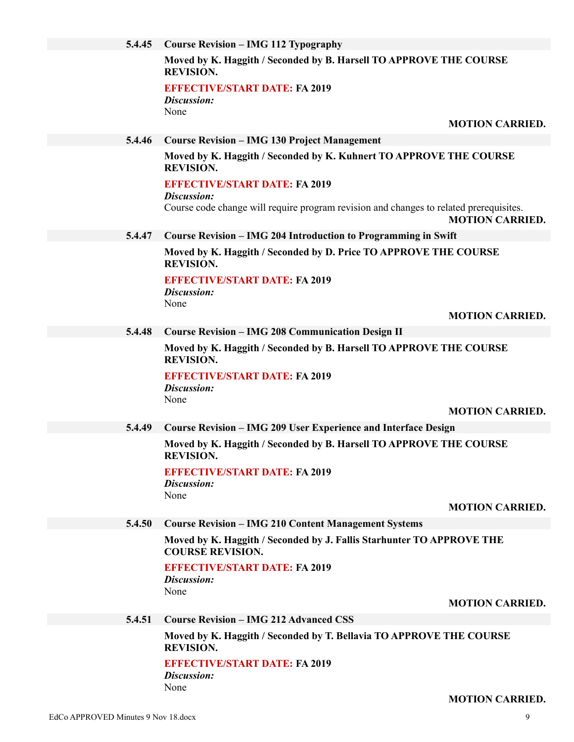**5.4.45 Course Revision – IMG 112 Typography**

**Moved by K. Haggith / Seconded by B. Harsell TO APPROVE THE COURSE REVISION.**

**EFFECTIVE/START DATE: FA 2019**

***Discussion:***

None

**MOTION CARRIED.**

**5.4.46 Course Revision – IMG 130 Project Management**

**Moved by K. Haggith / Seconded by K. Kuhnert TO APPROVE THE COURSE REVISION.**

**EFFECTIVE/START DATE: FA 2019**

***Discussion:***

Course code change will require program revision and changes to related prerequisites.

**MOTION CARRIED.**

**5.4.47 Course Revision – IMG 204 Introduction to Programming in Swift**

**Moved by K. Haggith / Seconded by D. Price TO APPROVE THE COURSE REVISION.**

**EFFECTIVE/START DATE: FA 2019**

***Discussion:***

None

**MOTION CARRIED.**

**5.4.48 Course Revision – IMG 208 Communication Design II**

**Moved by K. Haggith / Seconded by B. Harsell TO APPROVE THE COURSE REVISION.**

**EFFECTIVE/START DATE: FA 2019**

***Discussion:***

None

**MOTION CARRIED.**

**5.4.49 Course Revision – IMG 209 User Experience and Interface Design**

**Moved by K. Haggith / Seconded by B. Harsell TO APPROVE THE COURSE REVISION.**

**EFFECTIVE/START DATE: FA 2019**

***Discussion:***

None

**MOTION CARRIED.**

**5.4.50 Course Revision – IMG 210 Content Management Systems**

**Moved by K. Haggith / Seconded by J. Fallis Starhunter TO APPROVE THE COURSE REVISION.**

**EFFECTIVE/START DATE: FA 2019**

***Discussion:***

None

**MOTION CARRIED.**

**5.4.51 Course Revision – IMG 212 Advanced CSS**

**Moved by K. Haggith / Seconded by T. Bellavia TO APPROVE THE COURSE REVISION.**

**EFFECTIVE/START DATE: FA 2019**

***Discussion:***

None

**MOTION CARRIED.**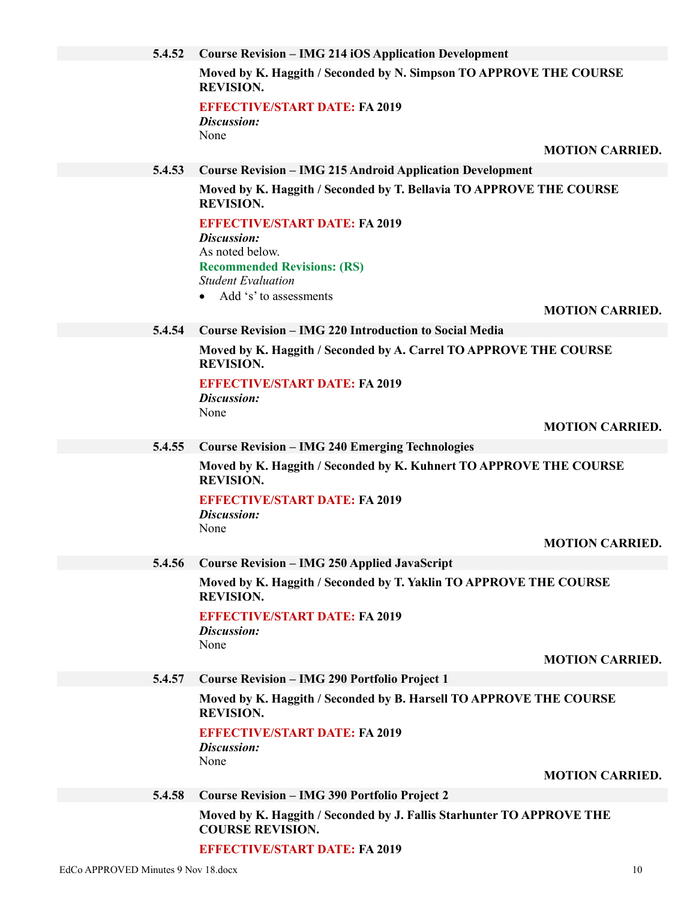**5.4.52 Course Revision – IMG 214 iOS Application Development**

**Moved by K. Haggith / Seconded by N. Simpson TO APPROVE THE COURSE REVISION.**

**EFFECTIVE/START DATE: FA 2019**

***Discussion:***

None

**MOTION CARRIED.**

**5.4.53 Course Revision – IMG 215 Android Application Development**

**Moved by K. Haggith / Seconded by T. Bellavia TO APPROVE THE COURSE REVISION.**

**EFFECTIVE/START DATE: FA 2019**

***Discussion:***

As noted below.

**Recommended Revisions: (RS)**

*Student Evaluation*

- Add 's' to assessments

**MOTION CARRIED.**

**5.4.54 Course Revision – IMG 220 Introduction to Social Media**

**Moved by K. Haggith / Seconded by A. Carrel TO APPROVE THE COURSE REVISION.**

**EFFECTIVE/START DATE: FA 2019**

***Discussion:***

None

**MOTION CARRIED.**

**5.4.55 Course Revision – IMG 240 Emerging Technologies**

**Moved by K. Haggith / Seconded by K. Kuhnert TO APPROVE THE COURSE REVISION.**

**EFFECTIVE/START DATE: FA 2019**

***Discussion:***

None

**MOTION CARRIED.**

**5.4.56 Course Revision – IMG 250 Applied JavaScript**

**Moved by K. Haggith / Seconded by T. Yaklin TO APPROVE THE COURSE REVISION.**

**EFFECTIVE/START DATE: FA 2019**

***Discussion:***

None

**MOTION CARRIED.**

**5.4.57 Course Revision – IMG 290 Portfolio Project 1**

**Moved by K. Haggith / Seconded by B. Harsell TO APPROVE THE COURSE REVISION.**

**EFFECTIVE/START DATE: FA 2019**

***Discussion:***

None

**MOTION CARRIED.**

**5.4.58 Course Revision – IMG 390 Portfolio Project 2**

**Moved by K. Haggith / Seconded by J. Fallis Starhunter TO APPROVE THE COURSE REVISION.**

**EFFECTIVE/START DATE: FA 2019**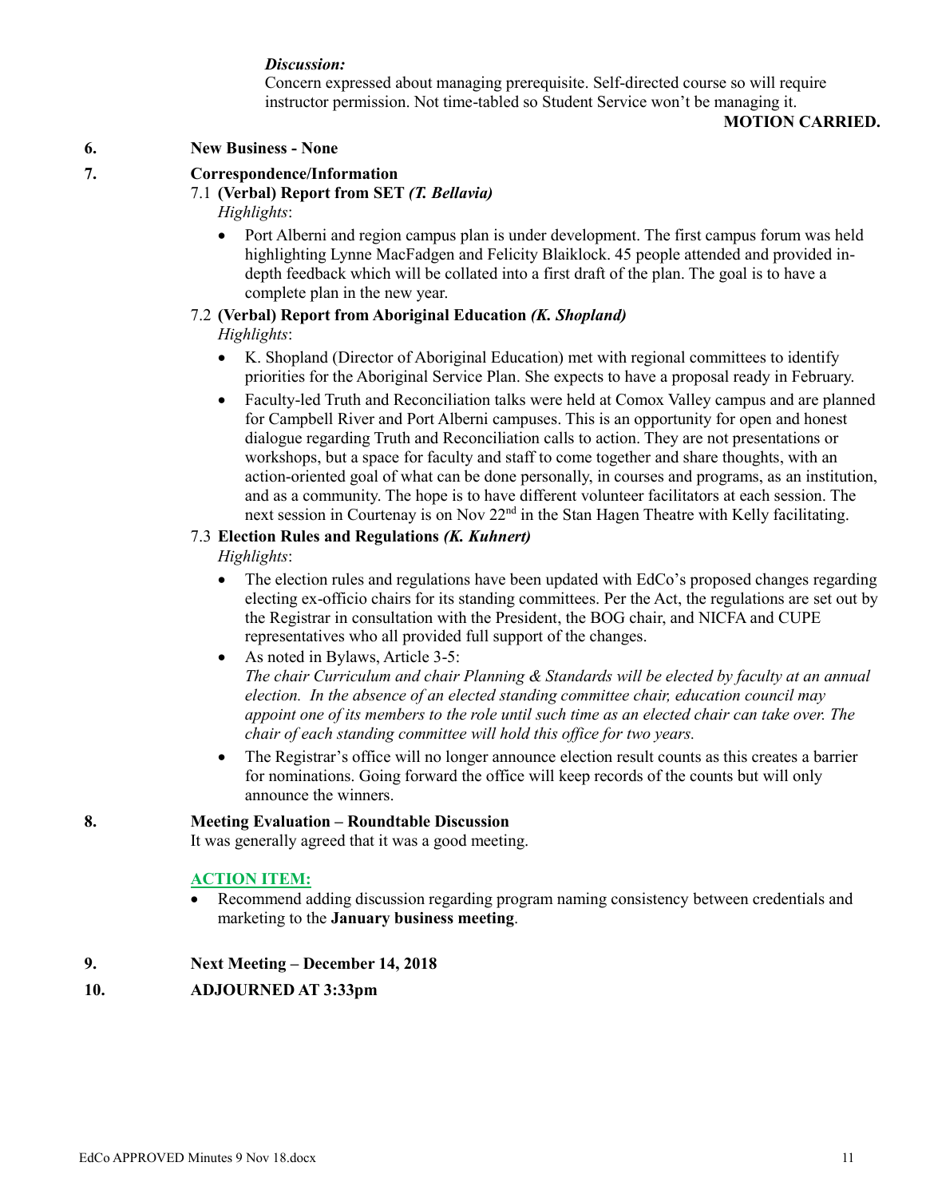*Discussion:*
Concern expressed about managing prerequisite. Self-directed course so will require instructor permission. Not time-tabled so Student Service won't be managing it.

**MOTION CARRIED.**

**6. New Business - None**

**7. Correspondence/Information**

7.1 **(Verbal) Report from SET** ***(T. Bellavia)***

*Highlights*:

- Port Alberni and region campus plan is under development. The first campus forum was held highlighting Lynne MacFadgen and Felicity Blaiklock. 45 people attended and provided in-depth feedback which will be collated into a first draft of the plan. The goal is to have a complete plan in the new year.

7.2 **(Verbal) Report from Aboriginal Education** ***(K. Shopland)***

*Highlights*:

- K. Shopland (Director of Aboriginal Education) met with regional committees to identify priorities for the Aboriginal Service Plan. She expects to have a proposal ready in February.
- Faculty-led Truth and Reconciliation talks were held at Comox Valley campus and are planned for Campbell River and Port Alberni campuses. This is an opportunity for open and honest dialogue regarding Truth and Reconciliation calls to action. They are not presentations or workshops, but a space for faculty and staff to come together and share thoughts, with an action-oriented goal of what can be done personally, in courses and programs, as an institution, and as a community. The hope is to have different volunteer facilitators at each session. The next session in Courtenay is on Nov 22nd in the Stan Hagen Theatre with Kelly facilitating.

7.3 **Election Rules and Regulations** ***(K. Kuhnert)***

*Highlights*:

- The election rules and regulations have been updated with EdCo's proposed changes regarding electing ex-officio chairs for its standing committees. Per the Act, the regulations are set out by the Registrar in consultation with the President, the BOG chair, and NICFA and CUPE representatives who all provided full support of the changes.
- As noted in Bylaws, Article 3-5:
  *The chair Curriculum and chair Planning & Standards will be elected by faculty at an annual election. In the absence of an elected standing committee chair, education council may appoint one of its members to the role until such time as an elected chair can take over. The chair of each standing committee will hold this office for two years.*
- The Registrar's office will no longer announce election result counts as this creates a barrier for nominations. Going forward the office will keep records of the counts but will only announce the winners.

**8. Meeting Evaluation – Roundtable Discussion**

It was generally agreed that it was a good meeting.

**ACTION ITEM:**

- Recommend adding discussion regarding program naming consistency between credentials and marketing to the **January business meeting**.

**9. Next Meeting – December 14, 2018**

**10. ADJOURNED AT 3:33pm**